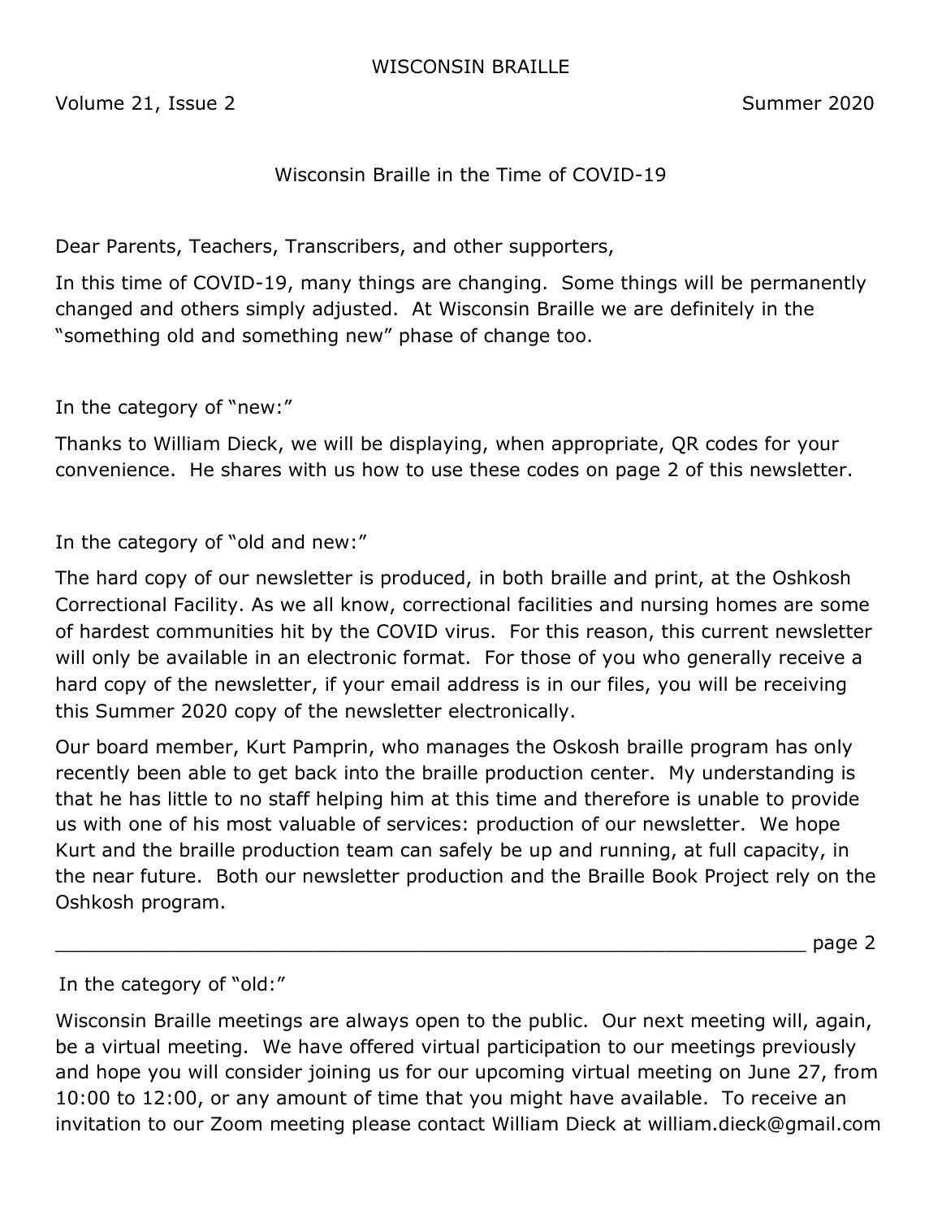# WISCONSIN BRAILLE

Volume 21, Issue 2 Summer 2020

## Wisconsin Braille in the Time of COVID-19

Dear Parents, Teachers, Transcribers, and other supporters,

In this time of COVID-19, many things are changing. Some things will be permanently changed and others simply adjusted. At Wisconsin Braille we are definitely in the "something old and something new" phase of change too.

In the category of "new:"

Thanks to William Dieck, we will be displaying, when appropriate, QR codes for your convenience. He shares with us how to use these codes on page 2 of this newsletter.

In the category of "old and new:"

The hard copy of our newsletter is produced, in both braille and print, at the Oshkosh Correctional Facility. As we all know, correctional facilities and nursing homes are some of hardest communities hit by the COVID virus. For this reason, this current newsletter will only be available in an electronic format. For those of you who generally receive a hard copy of the newsletter, if your email address is in our files, you will be receiving this Summer 2020 copy of the newsletter electronically.

Our board member, Kurt Pamprin, who manages the Oskosh braille program has only recently been able to get back into the braille production center. My understanding is that he has little to no staff helping him at this time and therefore is unable to provide us with one of his most valuable of services: production of our newsletter. We hope Kurt and the braille production team can safely be up and running, at full capacity, in the near future. Both our newsletter production and the Braille Book Project rely on the Oshkosh program.

______________________________________________________________ page 2

In the category of "old:"

Wisconsin Braille meetings are always open to the public. Our next meeting will, again, be a virtual meeting. We have offered virtual participation to our meetings previously and hope you will consider joining us for our upcoming virtual meeting on June 27, from 10:00 to 12:00, or any amount of time that you might have available. To receive an invitation to our Zoom meeting please contact William Dieck at william.dieck@gmail.com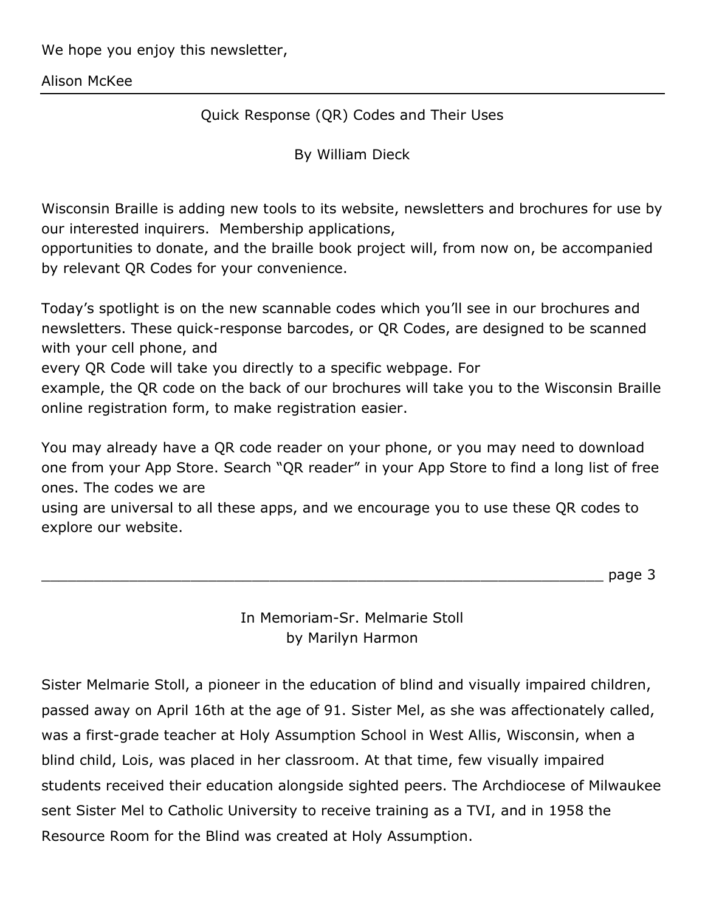We hope you enjoy this newsletter,

Alison McKee

---

## Quick Response (QR) Codes and Their Uses

By William Dieck

Wisconsin Braille is adding new tools to its website, newsletters and brochures for use by our interested inquirers. Membership applications, opportunities to donate, and the braille book project will, from now on, be accompanied by relevant QR Codes for your convenience.

Today's spotlight is on the new scannable codes which you'll see in our brochures and newsletters. These quick-response barcodes, or QR Codes, are designed to be scanned with your cell phone, and every QR Code will take you directly to a specific webpage. For example, the QR code on the back of our brochures will take you to the Wisconsin Braille online registration form, to make registration easier.

You may already have a QR code reader on your phone, or you may need to download one from your App Store. Search "QR reader" in your App Store to find a long list of free ones. The codes we are using are universal to all these apps, and we encourage you to use these QR codes to explore our website.

---

## In Memoriam-Sr. Melmarie Stoll

by Marilyn Harmon

Sister Melmarie Stoll, a pioneer in the education of blind and visually impaired children, passed away on April 16th at the age of 91. Sister Mel, as she was affectionately called, was a first-grade teacher at Holy Assumption School in West Allis, Wisconsin, when a blind child, Lois, was placed in her classroom. At that time, few visually impaired students received their education alongside sighted peers. The Archdiocese of Milwaukee sent Sister Mel to Catholic University to receive training as a TVI, and in 1958 the Resource Room for the Blind was created at Holy Assumption.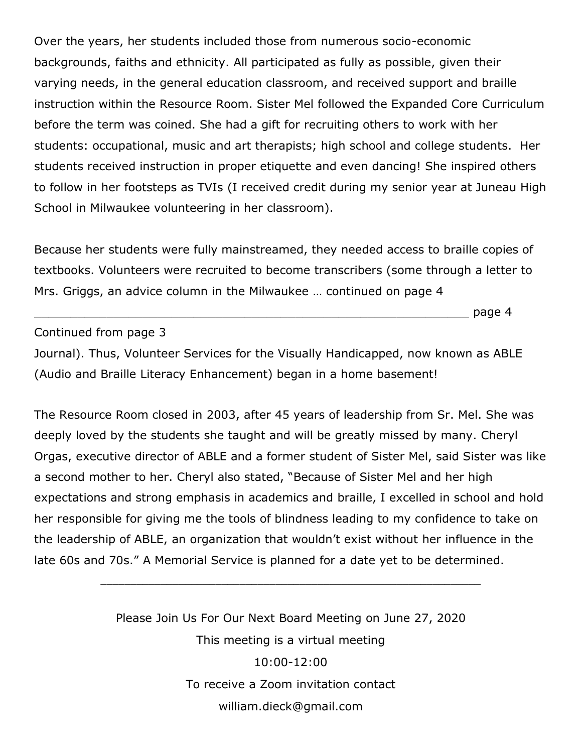Over the years, her students included those from numerous socio-economic backgrounds, faiths and ethnicity. All participated as fully as possible, given their varying needs, in the general education classroom, and received support and braille instruction within the Resource Room. Sister Mel followed the Expanded Core Curriculum before the term was coined. She had a gift for recruiting others to work with her students: occupational, music and art therapists; high school and college students. Her students received instruction in proper etiquette and even dancing! She inspired others to follow in her footsteps as TVIs (I received credit during my senior year at Juneau High School in Milwaukee volunteering in her classroom).

Because her students were fully mainstreamed, they needed access to braille copies of textbooks. Volunteers were recruited to become transcribers (some through a letter to Mrs. Griggs, an advice column in the Milwaukee … continued on page 4

_____________________________________________________________ page 4

Continued from page 3

Journal). Thus, Volunteer Services for the Visually Handicapped, now known as ABLE (Audio and Braille Literacy Enhancement) began in a home basement!

The Resource Room closed in 2003, after 45 years of leadership from Sr. Mel. She was deeply loved by the students she taught and will be greatly missed by many. Cheryl Orgas, executive director of ABLE and a former student of Sister Mel, said Sister was like a second mother to her. Cheryl also stated, "Because of Sister Mel and her high expectations and strong emphasis in academics and braille, I excelled in school and hold her responsible for giving me the tools of blindness leading to my confidence to take on the leadership of ABLE, an organization that wouldn't exist without her influence in the late 60s and 70s." A Memorial Service is planned for a date yet to be determined.

---

Please Join Us For Our Next Board Meeting on June 27, 2020

This meeting is a virtual meeting

10:00-12:00

To receive a Zoom invitation contact

william.dieck@gmail.com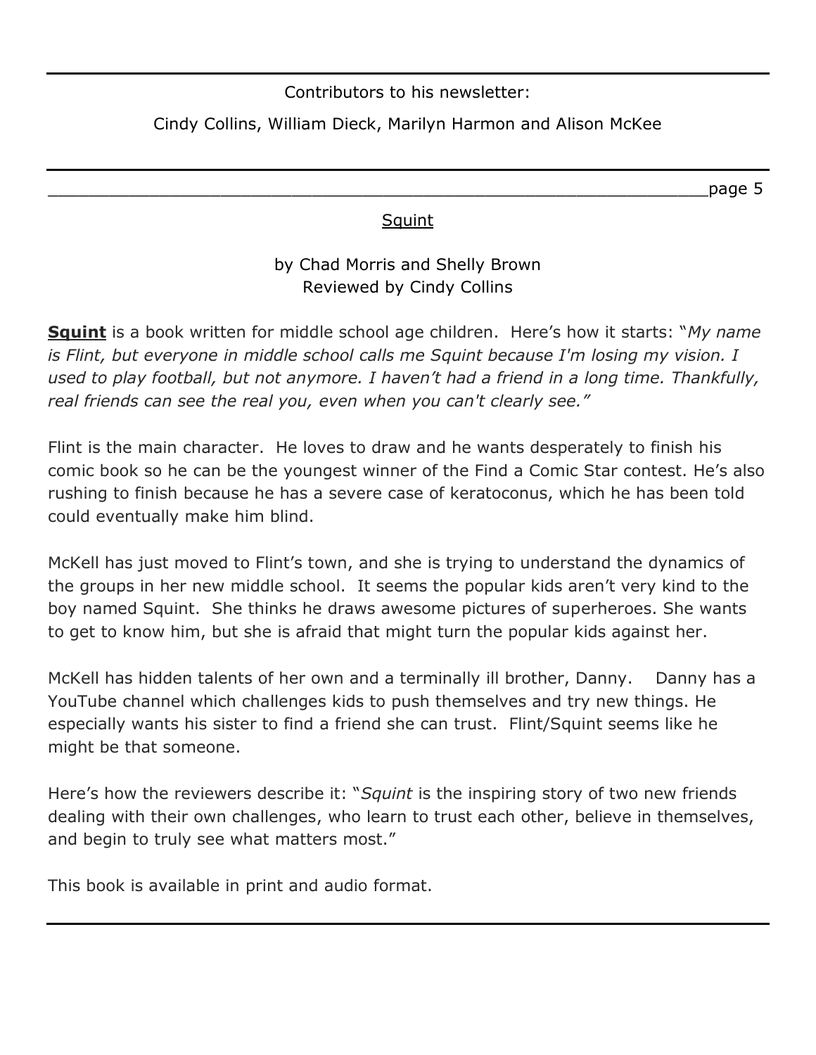Contributors to his newsletter:

Cindy Collins, William Dieck, Marilyn Harmon and Alison McKee

---

## Squint

by Chad Morris and Shelly Brown
Reviewed by Cindy Collins

**Squint** is a book written for middle school age children. Here's how it starts: "*My name is Flint, but everyone in middle school calls me Squint because I'm losing my vision. I used to play football, but not anymore. I haven't had a friend in a long time. Thankfully, real friends can see the real you, even when you can't clearly see.*"

Flint is the main character. He loves to draw and he wants desperately to finish his comic book so he can be the youngest winner of the Find a Comic Star contest. He's also rushing to finish because he has a severe case of keratoconus, which he has been told could eventually make him blind.

McKell has just moved to Flint's town, and she is trying to understand the dynamics of the groups in her new middle school. It seems the popular kids aren't very kind to the boy named Squint. She thinks he draws awesome pictures of superheroes. She wants to get to know him, but she is afraid that might turn the popular kids against her.

McKell has hidden talents of her own and a terminally ill brother, Danny. Danny has a YouTube channel which challenges kids to push themselves and try new things. He especially wants his sister to find a friend she can trust. Flint/Squint seems like he might be that someone.

Here's how the reviewers describe it: "*Squint* is the inspiring story of two new friends dealing with their own challenges, who learn to trust each other, believe in themselves, and begin to truly see what matters most."

This book is available in print and audio format.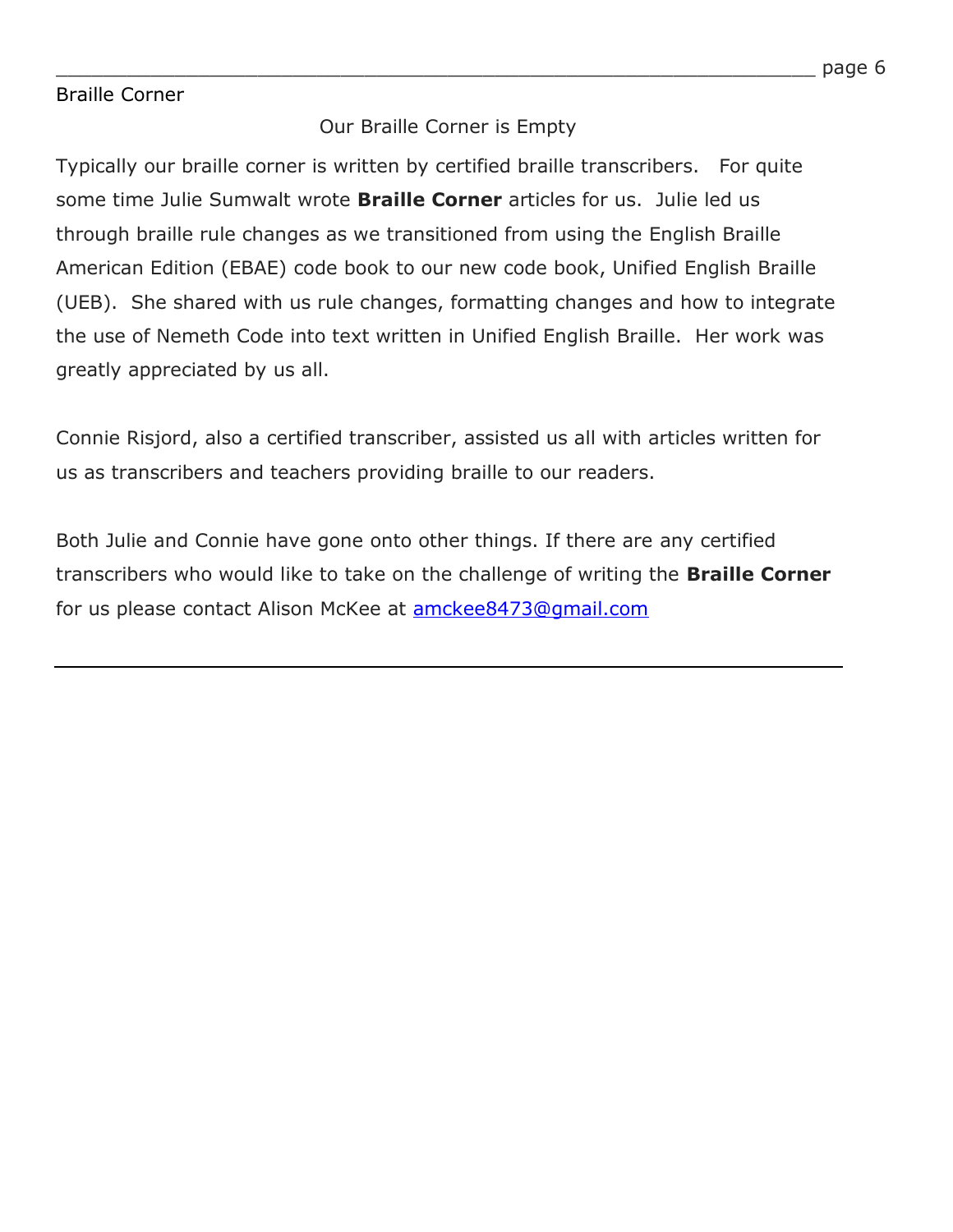## Braille Corner

### Our Braille Corner is Empty

Typically our braille corner is written by certified braille transcribers. For quite some time Julie Sumwalt wrote **Braille Corner** articles for us. Julie led us through braille rule changes as we transitioned from using the English Braille American Edition (EBAE) code book to our new code book, Unified English Braille (UEB). She shared with us rule changes, formatting changes and how to integrate the use of Nemeth Code into text written in Unified English Braille. Her work was greatly appreciated by us all.

Connie Risjord, also a certified transcriber, assisted us all with articles written for us as transcribers and teachers providing braille to our readers.

Both Julie and Connie have gone onto other things. If there are any certified transcribers who would like to take on the challenge of writing the **Braille Corner** for us please contact Alison McKee at amckee8473@gmail.com

---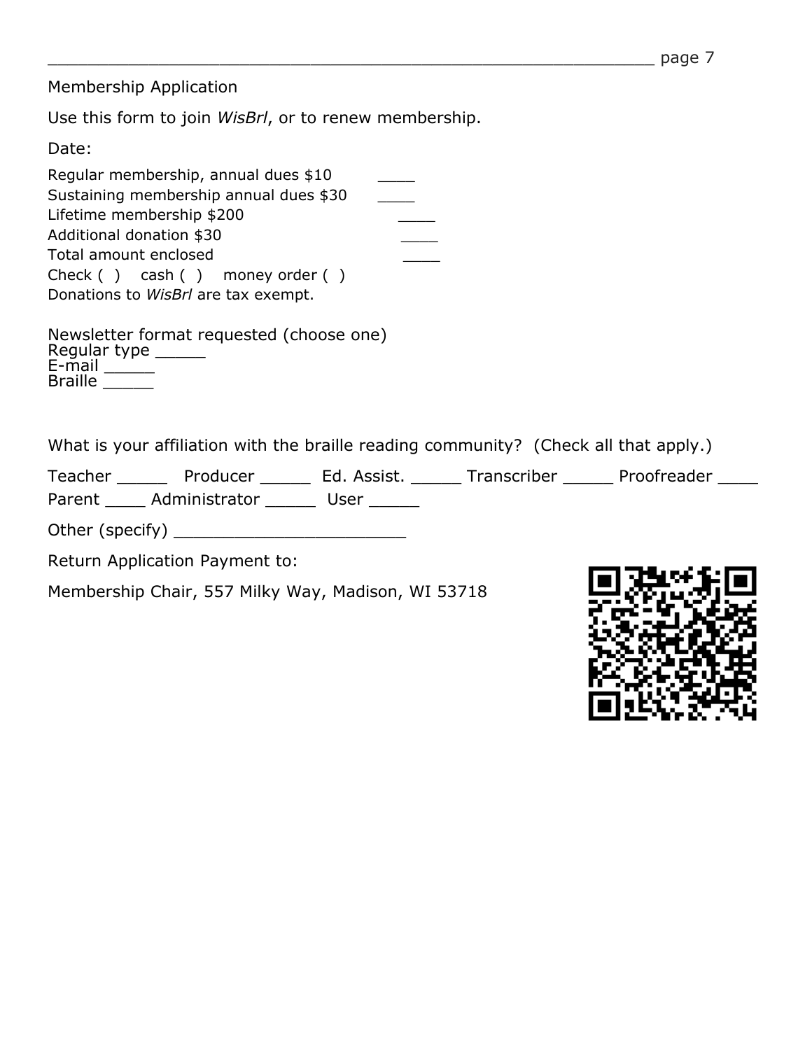Membership Application

Use this form to join *WisBrl*, or to renew membership.

Date:

Regular membership, annual dues $10 ____
Sustaining membership annual dues $30 ____
Lifetime membership $200 ____
Additional donation $30 ____
Total amount enclosed ____
Check ( ) cash ( ) money order ( )
Donations to *WisBrl* are tax exempt.

Newsletter format requested (choose one)
Regular type _____
E-mail _____
Braille _____

What is your affiliation with the braille reading community? (Check all that apply.)

Teacher _____ Producer _____ Ed. Assist. _____ Transcriber _____ Proofreader ____
Parent ____ Administrator _____ User _____

Other (specify) _______________________

Return Application Payment to:

Membership Chair, 557 Milky Way, Madison, WI 53718